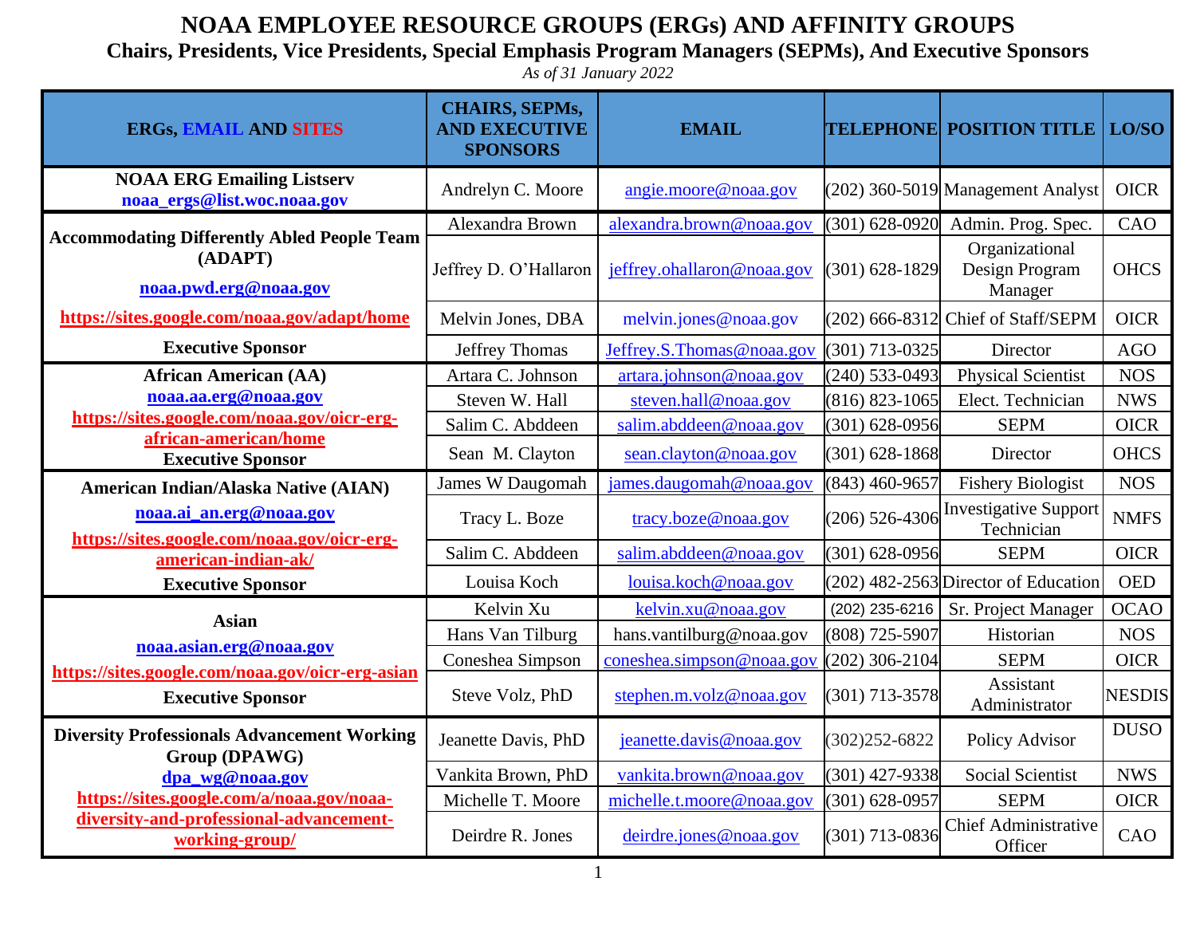# NOAA EMPLOYEE RESOURCE GROUPS (ERGs) AND AFFINITY GROUPS

## Chairs, Presidents, Vice Presidents, Special Emphasis Program Managers (SEPMs), And Executive Sponsors

*As of 31 January 2022*

| ERGs, EMAIL AND SITES | CHAIRS, SEPMs, AND EXECUTIVE SPONSORS | EMAIL | TELEPHONE | POSITION TITLE | LO/SO |
|---|---|---|---|---|---|
| **NOAA ERG Emailing Listserv** noaa_ergs@list.woc.noaa.gov | Andrelyn C. Moore | angie.moore@noaa.gov | (202) 360-5019 | Management Analyst | OICR |
| **Accommodating Differently Abled People Team (ADAPT)** noaa.pwd.erg@noaa.gov | Alexandra Brown | alexandra.brown@noaa.gov | (301) 628-0920 | Admin. Prog. Spec. | CAO |
| | Jeffrey D. O'Hallaron | jeffrey.ohallaron@noaa.gov | (301) 628-1829 | Organizational Design Program Manager | OHCS |
| https://sites.google.com/noaa.gov/adapt/home | Melvin Jones, DBA | melvin.jones@noaa.gov | (202) 666-8312 | Chief of Staff/SEPM | OICR |
| **Executive Sponsor** | Jeffrey Thomas | Jeffrey.S.Thomas@noaa.gov | (301) 713-0325 | Director | AGO |
| **African American (AA)** noaa.aa.erg@noaa.gov | Artara C. Johnson | artara.johnson@noaa.gov | (240) 533-0493 | Physical Scientist | NOS |
| https://sites.google.com/noaa.gov/oicr-erg-african-american/home | Steven W. Hall | steven.hall@noaa.gov | (816) 823-1065 | Elect. Technician | NWS |
| | Salim C. Abddeen | salim.abddeen@noaa.gov | (301) 628-0956 | SEPM | OICR |
| **Executive Sponsor** | Sean M. Clayton | sean.clayton@noaa.gov | (301) 628-1868 | Director | OHCS |
| **American Indian/Alaska Native (AIAN)** noaa.ai_an.erg@noaa.gov | James W Daugomah | james.daugomah@noaa.gov | (843) 460-9657 | Fishery Biologist | NOS |
| https://sites.google.com/noaa.gov/oicr-erg-american-indian-ak/ | Tracy L. Boze | tracy.boze@noaa.gov | (206) 526-4306 | Investigative Support Technician | NMFS |
| | Salim C. Abddeen | salim.abddeen@noaa.gov | (301) 628-0956 | SEPM | OICR |
| **Executive Sponsor** | Louisa Koch | louisa.koch@noaa.gov | (202) 482-2563 | Director of Education | OED |
| **Asian** noaa.asian.erg@noaa.gov | Kelvin Xu | kelvin.xu@noaa.gov | (202) 235-6216 | Sr. Project Manager | OCAO |
| | Hans Van Tilburg | hans.vantilburg@noaa.gov | (808) 725-5907 | Historian | NOS |
| https://sites.google.com/noaa.gov/oicr-erg-asian | Coneshea Simpson | coneshea.simpson@noaa.gov | (202) 306-2104 | SEPM | OICR |
| **Executive Sponsor** | Steve Volz, PhD | stephen.m.volz@noaa.gov | (301) 713-3578 | Assistant Administrator | NESDIS |
| **Diversity Professionals Advancement Working Group (DPAWG)** | Jeanette Davis, PhD | jeanette.davis@noaa.gov | (302)252-6822 | Policy Advisor | DUSO |
| dpa_wg@noaa.gov | Vankita Brown, PhD | vankita.brown@noaa.gov | (301) 427-9338 | Social Scientist | NWS |
| https://sites.google.com/a/noaa.gov/noaa-diversity-and-professional-advancement-working-group/ | Michelle T. Moore | michelle.t.moore@noaa.gov | (301) 628-0957 | SEPM | OICR |
| | Deirdre R. Jones | deirdre.jones@noaa.gov | (301) 713-0836 | Chief Administrative Officer | CAO |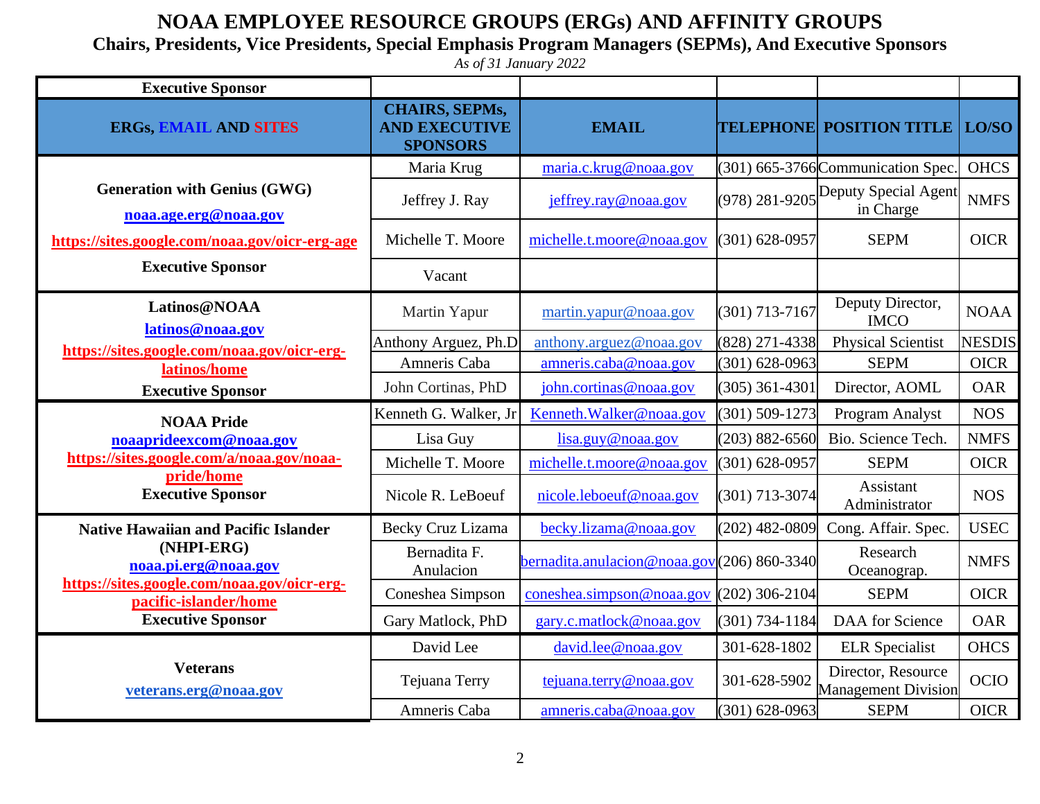# NOAA EMPLOYEE RESOURCE GROUPS (ERGs) AND AFFINITY GROUPS

## Chairs, Presidents, Vice Presidents, Special Emphasis Program Managers (SEPMs), And Executive Sponsors

*As of 31 January 2022*

| **Executive Sponsor** | | | | | |
|---|---|---|---|---|---|
| **ERGs, EMAIL AND SITES** | **CHAIRS, SEPMs, AND EXECUTIVE SPONSORS** | **EMAIL** | **TELEPHONE** | **POSITION TITLE** | **LO/SO** |
| **Generation with Genius (GWG)**<br>noaa.age.erg@noaa.gov<br>https://sites.google.com/noaa.gov/oicr-erg-age<br>**Executive Sponsor** | Maria Krug | maria.c.krug@noaa.gov | (301) 665-3766 | Communication Spec. | OHCS |
| | Jeffrey J. Ray | jeffrey.ray@noaa.gov | (978) 281-9205 | Deputy Special Agent in Charge | NMFS |
| | Michelle T. Moore | michelle.t.moore@noaa.gov | (301) 628-0957 | SEPM | OICR |
| | Vacant | | | | |
| **Latinos@NOAA**<br>latinos@noaa.gov<br>https://sites.google.com/noaa.gov/oicr-erg-latinos/home<br>**Executive Sponsor** | Martin Yapur | martin.yapur@noaa.gov | (301) 713-7167 | Deputy Director, IMCO | NOAA |
| | Anthony Arguez, Ph.D | anthony.arguez@noaa.gov | (828) 271-4338 | Physical Scientist | NESDIS |
| | Amneris Caba | amneris.caba@noaa.gov | (301) 628-0963 | SEPM | OICR |
| | John Cortinas, PhD | john.cortinas@noaa.gov | (305) 361-4301 | Director, AOML | OAR |
| **NOAA Pride**<br>noaaprideexcom@noaa.gov<br>https://sites.google.com/a/noaa.gov/noaa-pride/home<br>**Executive Sponsor** | Kenneth G. Walker, Jr | Kenneth.Walker@noaa.gov | (301) 509-1273 | Program Analyst | NOS |
| | Lisa Guy | lisa.guy@noaa.gov | (203) 882-6560 | Bio. Science Tech. | NMFS |
| | Michelle T. Moore | michelle.t.moore@noaa.gov | (301) 628-0957 | SEPM | OICR |
| | Nicole R. LeBoeuf | nicole.leboeuf@noaa.gov | (301) 713-3074 | Assistant Administrator | NOS |
| **Native Hawaiian and Pacific Islander (NHPI-ERG)**<br>noaa.pi.erg@noaa.gov<br>https://sites.google.com/noaa.gov/oicr-erg-pacific-islander/home<br>**Executive Sponsor** | Becky Cruz Lizama | becky.lizama@noaa.gov | (202) 482-0809 | Cong. Affair. Spec. | USEC |
| | Bernadita F. Anulacion | bernadita.anulacion@noaa.gov | (206) 860-3340 | Research Oceanograp. | NMFS |
| | Coneshea Simpson | coneshea.simpson@noaa.gov | (202) 306-2104 | SEPM | OICR |
| | Gary Matlock, PhD | gary.c.matlock@noaa.gov | (301) 734-1184 | DAA for Science | OAR |
| **Veterans**<br>veterans.erg@noaa.gov | David Lee | david.lee@noaa.gov | 301-628-1802 | ELR Specialist | OHCS |
| | Tejuana Terry | tejuana.terry@noaa.gov | 301-628-5902 | Director, Resource Management Division | OCIO |
| | Amneris Caba | amneris.caba@noaa.gov | (301) 628-0963 | SEPM | OICR |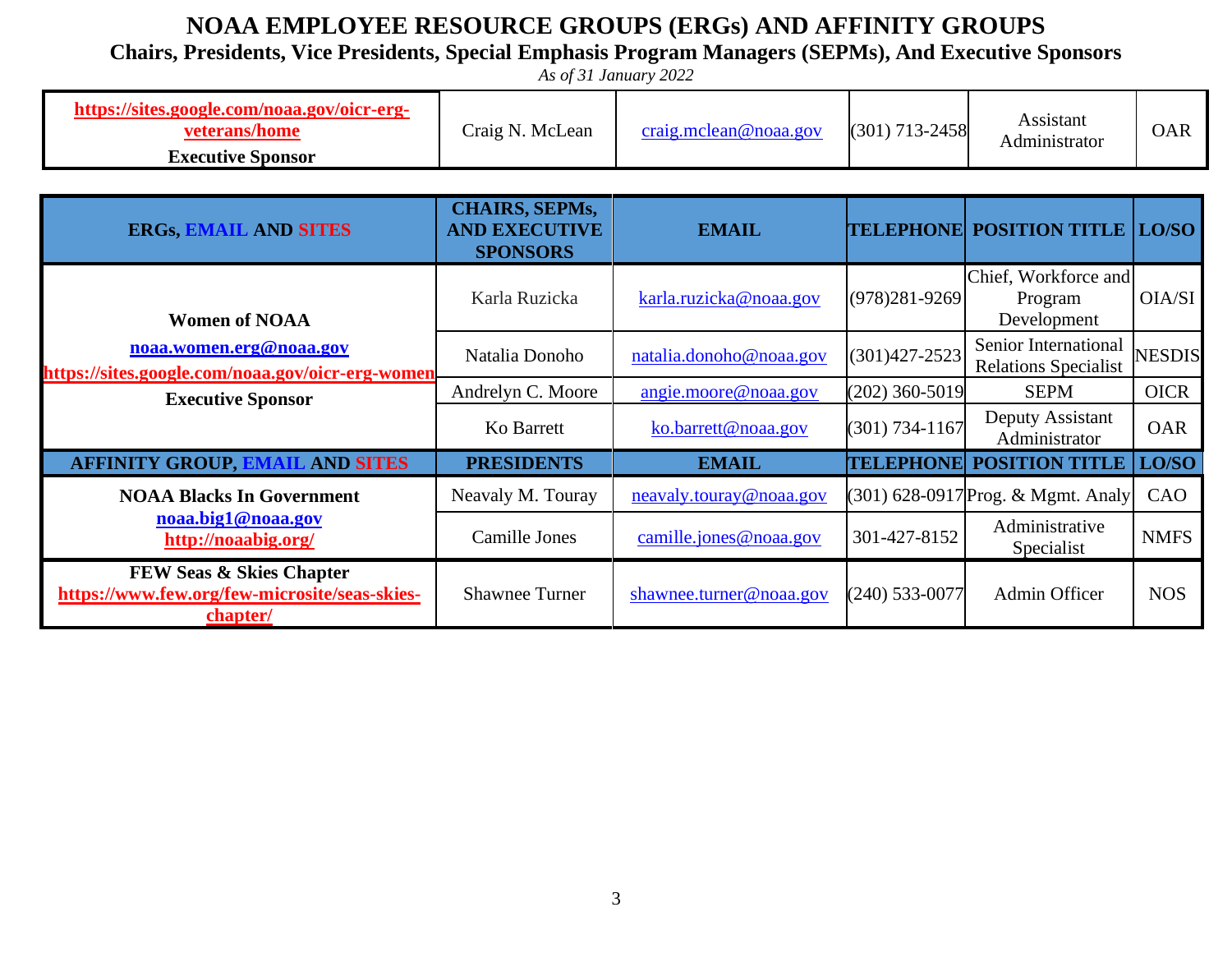# NOAA EMPLOYEE RESOURCE GROUPS (ERGs) AND AFFINITY GROUPS

## Chairs, Presidents, Vice Presidents, Special Emphasis Program Managers (SEPMs), And Executive Sponsors

*As of 31 January 2022*

| | | | | | |
|---|---|---|---|---|---|
| **https://sites.google.com/noaa.gov/oicr-erg-veterans/home** **Executive Sponsor** | Craig N. McLean | craig.mclean@noaa.gov | (301) 713-2458 | Assistant Administrator | OAR |

| ERGs, EMAIL AND SITES | CHAIRS, SEPMs, AND EXECUTIVE SPONSORS | EMAIL | TELEPHONE | POSITION TITLE | LO/SO |
|---|---|---|---|---|---|
| **Women of NOAA** **noaa.women.erg@noaa.gov** **https://sites.google.com/noaa.gov/oicr-erg-women** | Karla Ruzicka | karla.ruzicka@noaa.gov | (978)281-9269 | Chief, Workforce and Program Development | OIA/SI |
| | Natalia Donoho | natalia.donoho@noaa.gov | (301)427-2523 | Senior International Relations Specialist | NESDIS |
| | Andrelyn C. Moore | angie.moore@noaa.gov | (202) 360-5019 | SEPM | OICR |
| **Executive Sponsor** | Ko Barrett | ko.barrett@noaa.gov | (301) 734-1167 | Deputy Assistant Administrator | OAR |
| **AFFINITY GROUP, EMAIL AND SITES** | **PRESIDENTS** | **EMAIL** | **TELEPHONE** | **POSITION TITLE** | **LO/SO** |
| **NOAA Blacks In Government** **noaa.big1@noaa.gov** **http://noaabig.org/** | Neavaly M. Touray | neavaly.touray@noaa.gov | (301) 628-0917 | Prog. & Mgmt. Analy | CAO |
| | Camille Jones | camille.jones@noaa.gov | 301-427-8152 | Administrative Specialist | NMFS |
| **FEW Seas & Skies Chapter** **https://www.few.org/few-microsite/seas-skies-chapter/** | Shawnee Turner | shawnee.turner@noaa.gov | (240) 533-0077 | Admin Officer | NOS |